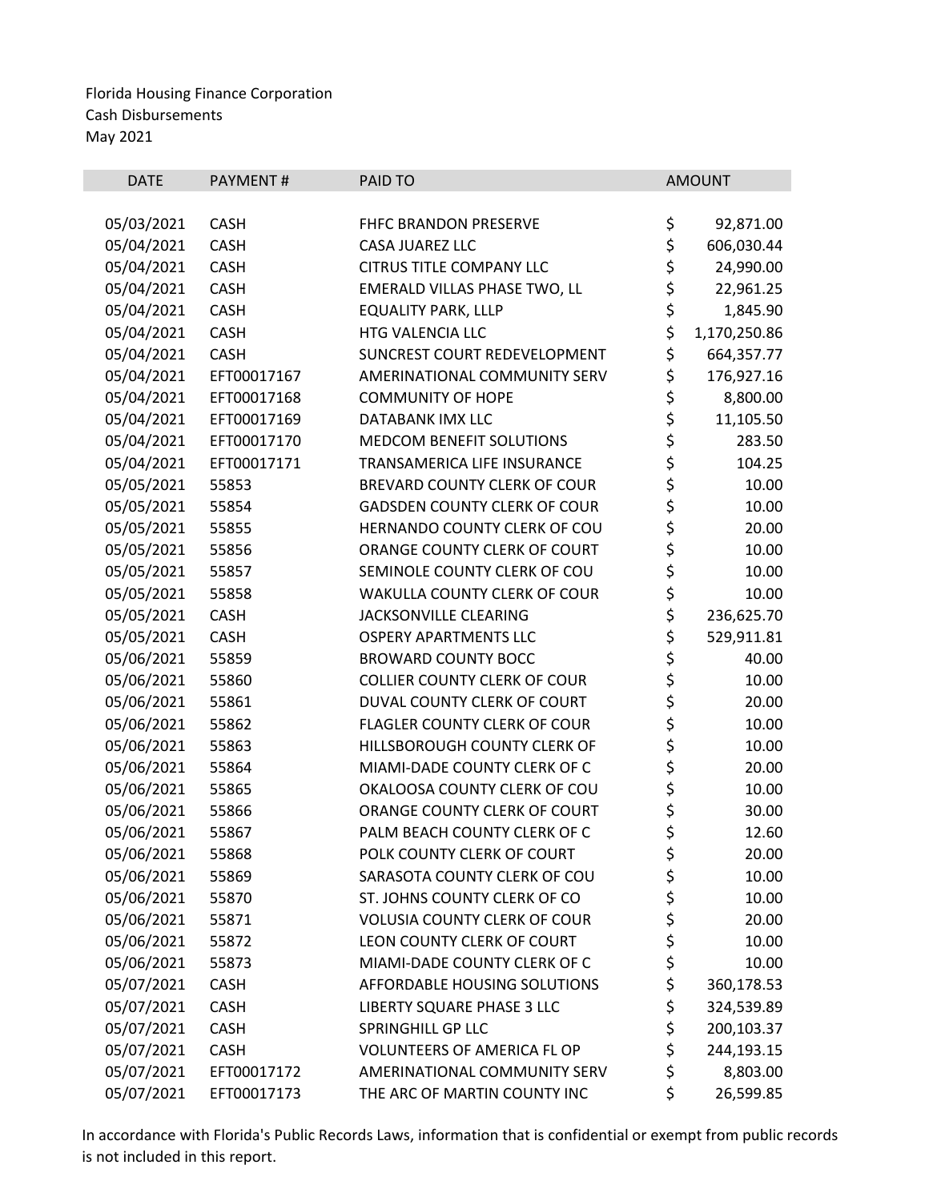Florida Housing Finance Corporation
Cash Disbursements
May 2021

| DATE | PAYMENT # | PAID TO | AMOUNT |
|---|---|---|---|
| 05/03/2021 | CASH | FHFC BRANDON PRESERVE | $ 92,871.00 |
| 05/04/2021 | CASH | CASA JUAREZ LLC | $ 606,030.44 |
| 05/04/2021 | CASH | CITRUS TITLE COMPANY LLC | $ 24,990.00 |
| 05/04/2021 | CASH | EMERALD VILLAS PHASE TWO, LL | $ 22,961.25 |
| 05/04/2021 | CASH | EQUALITY PARK, LLLP | $ 1,845.90 |
| 05/04/2021 | CASH | HTG VALENCIA LLC | $ 1,170,250.86 |
| 05/04/2021 | CASH | SUNCREST COURT REDEVELOPMENT | $ 664,357.77 |
| 05/04/2021 | EFT00017167 | AMERINATIONAL COMMUNITY SERV | $ 176,927.16 |
| 05/04/2021 | EFT00017168 | COMMUNITY OF HOPE | $ 8,800.00 |
| 05/04/2021 | EFT00017169 | DATABANK IMX LLC | $ 11,105.50 |
| 05/04/2021 | EFT00017170 | MEDCOM BENEFIT SOLUTIONS | $ 283.50 |
| 05/04/2021 | EFT00017171 | TRANSAMERICA LIFE INSURANCE | $ 104.25 |
| 05/05/2021 | 55853 | BREVARD COUNTY CLERK OF COUR | $ 10.00 |
| 05/05/2021 | 55854 | GADSDEN COUNTY CLERK OF COUR | $ 10.00 |
| 05/05/2021 | 55855 | HERNANDO COUNTY CLERK OF COU | $ 20.00 |
| 05/05/2021 | 55856 | ORANGE COUNTY CLERK OF COURT | $ 10.00 |
| 05/05/2021 | 55857 | SEMINOLE COUNTY CLERK OF COU | $ 10.00 |
| 05/05/2021 | 55858 | WAKULLA COUNTY CLERK OF COUR | $ 10.00 |
| 05/05/2021 | CASH | JACKSONVILLE CLEARING | $ 236,625.70 |
| 05/05/2021 | CASH | OSPERY APARTMENTS LLC | $ 529,911.81 |
| 05/06/2021 | 55859 | BROWARD COUNTY BOCC | $ 40.00 |
| 05/06/2021 | 55860 | COLLIER COUNTY CLERK OF COUR | $ 10.00 |
| 05/06/2021 | 55861 | DUVAL COUNTY CLERK OF COURT | $ 20.00 |
| 05/06/2021 | 55862 | FLAGLER COUNTY CLERK OF COUR | $ 10.00 |
| 05/06/2021 | 55863 | HILLSBOROUGH COUNTY CLERK OF | $ 10.00 |
| 05/06/2021 | 55864 | MIAMI-DADE COUNTY CLERK OF C | $ 20.00 |
| 05/06/2021 | 55865 | OKALOOSA COUNTY CLERK OF COU | $ 10.00 |
| 05/06/2021 | 55866 | ORANGE COUNTY CLERK OF COURT | $ 30.00 |
| 05/06/2021 | 55867 | PALM BEACH COUNTY CLERK OF C | $ 12.60 |
| 05/06/2021 | 55868 | POLK COUNTY CLERK OF COURT | $ 20.00 |
| 05/06/2021 | 55869 | SARASOTA COUNTY CLERK OF COU | $ 10.00 |
| 05/06/2021 | 55870 | ST. JOHNS COUNTY CLERK OF CO | $ 10.00 |
| 05/06/2021 | 55871 | VOLUSIA COUNTY CLERK OF COUR | $ 20.00 |
| 05/06/2021 | 55872 | LEON COUNTY CLERK OF COURT | $ 10.00 |
| 05/06/2021 | 55873 | MIAMI-DADE COUNTY CLERK OF C | $ 10.00 |
| 05/07/2021 | CASH | AFFORDABLE HOUSING SOLUTIONS | $ 360,178.53 |
| 05/07/2021 | CASH | LIBERTY SQUARE PHASE 3 LLC | $ 324,539.89 |
| 05/07/2021 | CASH | SPRINGHILL GP LLC | $ 200,103.37 |
| 05/07/2021 | CASH | VOLUNTEERS OF AMERICA FL OP | $ 244,193.15 |
| 05/07/2021 | EFT00017172 | AMERINATIONAL COMMUNITY SERV | $ 8,803.00 |
| 05/07/2021 | EFT00017173 | THE ARC OF MARTIN COUNTY INC | $ 26,599.85 |

In accordance with Florida's Public Records Laws, information that is confidential or exempt from public records is not included in this report.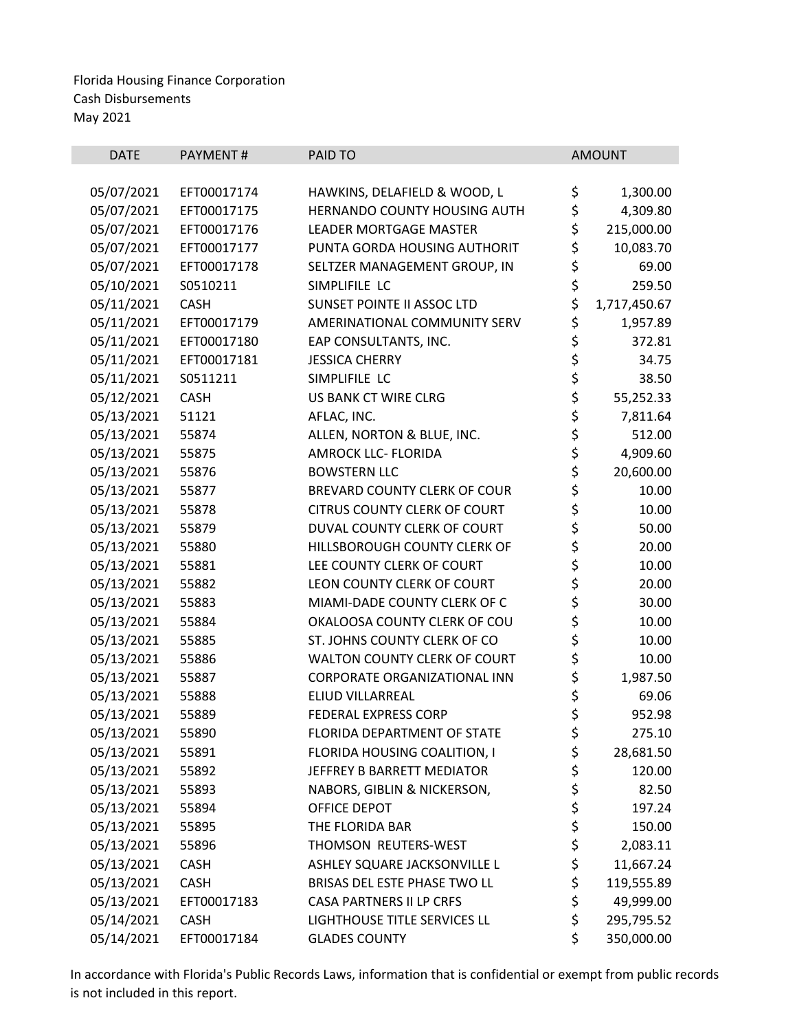Florida Housing Finance Corporation
Cash Disbursements
May 2021

| DATE | PAYMENT # | PAID TO | AMOUNT |
|---|---|---|---|
| 05/07/2021 | EFT00017174 | HAWKINS, DELAFIELD & WOOD, L | $ 1,300.00 |
| 05/07/2021 | EFT00017175 | HERNANDO COUNTY HOUSING AUTH | $ 4,309.80 |
| 05/07/2021 | EFT00017176 | LEADER MORTGAGE MASTER | $ 215,000.00 |
| 05/07/2021 | EFT00017177 | PUNTA GORDA HOUSING AUTHORIT | $ 10,083.70 |
| 05/07/2021 | EFT00017178 | SELTZER MANAGEMENT GROUP, IN | $ 69.00 |
| 05/10/2021 | S0510211 | SIMPLIFILE LC | $ 259.50 |
| 05/11/2021 | CASH | SUNSET POINTE II ASSOC LTD | $ 1,717,450.67 |
| 05/11/2021 | EFT00017179 | AMERINATIONAL COMMUNITY SERV | $ 1,957.89 |
| 05/11/2021 | EFT00017180 | EAP CONSULTANTS, INC. | $ 372.81 |
| 05/11/2021 | EFT00017181 | JESSICA CHERRY | $ 34.75 |
| 05/11/2021 | S0511211 | SIMPLIFILE LC | $ 38.50 |
| 05/12/2021 | CASH | US BANK CT WIRE CLRG | $ 55,252.33 |
| 05/13/2021 | 51121 | AFLAC, INC. | $ 7,811.64 |
| 05/13/2021 | 55874 | ALLEN, NORTON & BLUE, INC. | $ 512.00 |
| 05/13/2021 | 55875 | AMROCK LLC- FLORIDA | $ 4,909.60 |
| 05/13/2021 | 55876 | BOWSTERN LLC | $ 20,600.00 |
| 05/13/2021 | 55877 | BREVARD COUNTY CLERK OF COUR | $ 10.00 |
| 05/13/2021 | 55878 | CITRUS COUNTY CLERK OF COURT | $ 10.00 |
| 05/13/2021 | 55879 | DUVAL COUNTY CLERK OF COURT | $ 50.00 |
| 05/13/2021 | 55880 | HILLSBOROUGH COUNTY CLERK OF | $ 20.00 |
| 05/13/2021 | 55881 | LEE COUNTY CLERK OF COURT | $ 10.00 |
| 05/13/2021 | 55882 | LEON COUNTY CLERK OF COURT | $ 20.00 |
| 05/13/2021 | 55883 | MIAMI-DADE COUNTY CLERK OF C | $ 30.00 |
| 05/13/2021 | 55884 | OKALOOSA COUNTY CLERK OF COU | $ 10.00 |
| 05/13/2021 | 55885 | ST. JOHNS COUNTY CLERK OF CO | $ 10.00 |
| 05/13/2021 | 55886 | WALTON COUNTY CLERK OF COURT | $ 10.00 |
| 05/13/2021 | 55887 | CORPORATE ORGANIZATIONAL INN | $ 1,987.50 |
| 05/13/2021 | 55888 | ELIUD VILLARREAL | $ 69.06 |
| 05/13/2021 | 55889 | FEDERAL EXPRESS CORP | $ 952.98 |
| 05/13/2021 | 55890 | FLORIDA DEPARTMENT OF STATE | $ 275.10 |
| 05/13/2021 | 55891 | FLORIDA HOUSING COALITION, I | $ 28,681.50 |
| 05/13/2021 | 55892 | JEFFREY B BARRETT MEDIATOR | $ 120.00 |
| 05/13/2021 | 55893 | NABORS, GIBLIN & NICKERSON, | $ 82.50 |
| 05/13/2021 | 55894 | OFFICE DEPOT | $ 197.24 |
| 05/13/2021 | 55895 | THE FLORIDA BAR | $ 150.00 |
| 05/13/2021 | 55896 | THOMSON REUTERS-WEST | $ 2,083.11 |
| 05/13/2021 | CASH | ASHLEY SQUARE JACKSONVILLE L | $ 11,667.24 |
| 05/13/2021 | CASH | BRISAS DEL ESTE PHASE TWO LL | $ 119,555.89 |
| 05/13/2021 | EFT00017183 | CASA PARTNERS II LP CRFS | $ 49,999.00 |
| 05/14/2021 | CASH | LIGHTHOUSE TITLE SERVICES LL | $ 295,795.52 |
| 05/14/2021 | EFT00017184 | GLADES COUNTY | $ 350,000.00 |

In accordance with Florida's Public Records Laws, information that is confidential or exempt from public records is not included in this report.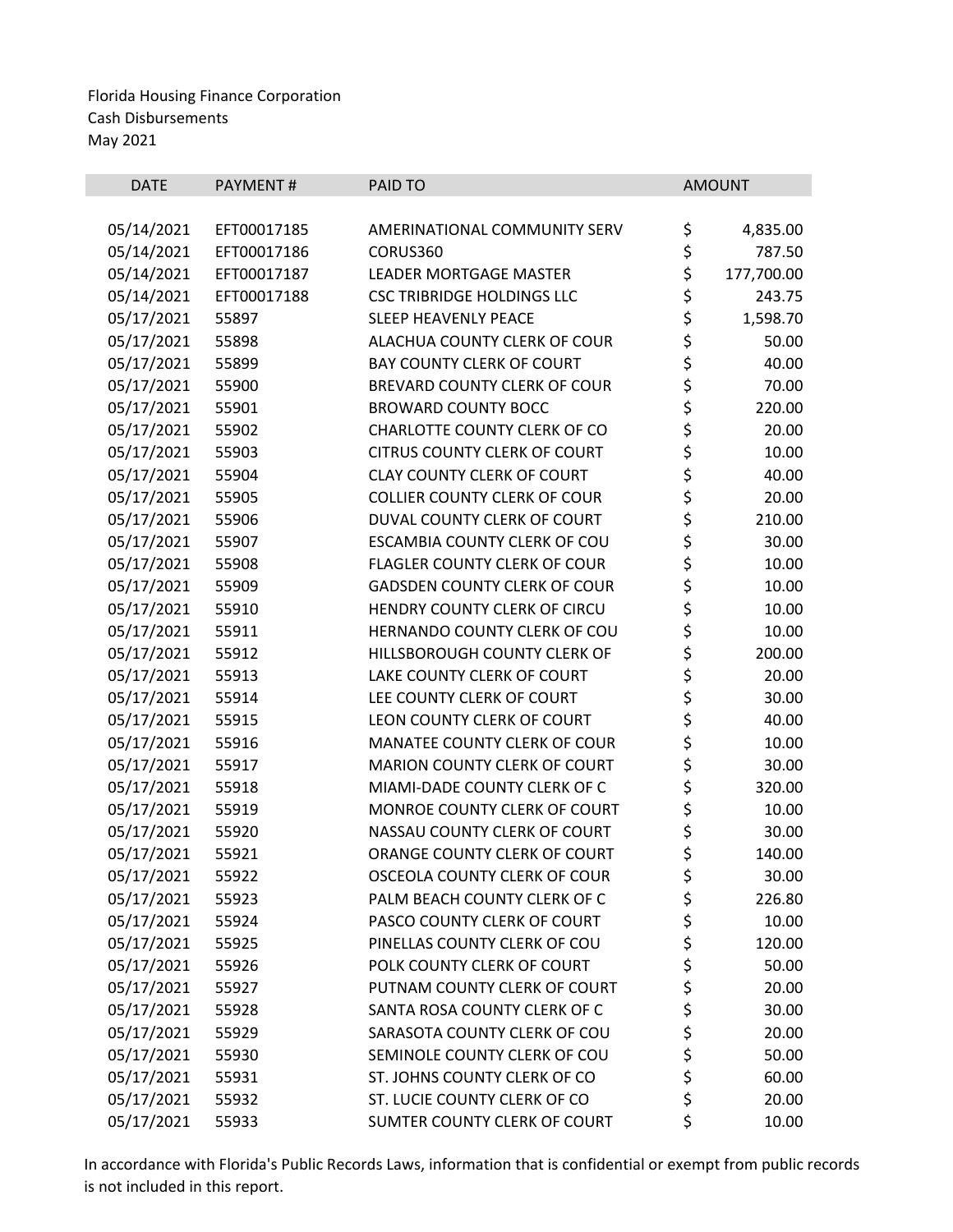Florida Housing Finance Corporation
Cash Disbursements
May 2021

| DATE | PAYMENT # | PAID TO | AMOUNT |
|---|---|---|---|
| 05/14/2021 | EFT00017185 | AMERINATIONAL COMMUNITY SERV | $ 4,835.00 |
| 05/14/2021 | EFT00017186 | CORUS360 | $ 787.50 |
| 05/14/2021 | EFT00017187 | LEADER MORTGAGE MASTER | $ 177,700.00 |
| 05/14/2021 | EFT00017188 | CSC TRIBRIDGE HOLDINGS LLC | $ 243.75 |
| 05/17/2021 | 55897 | SLEEP HEAVENLY PEACE | $ 1,598.70 |
| 05/17/2021 | 55898 | ALACHUA COUNTY CLERK OF COUR | $ 50.00 |
| 05/17/2021 | 55899 | BAY COUNTY CLERK OF COURT | $ 40.00 |
| 05/17/2021 | 55900 | BREVARD COUNTY CLERK OF COUR | $ 70.00 |
| 05/17/2021 | 55901 | BROWARD COUNTY BOCC | $ 220.00 |
| 05/17/2021 | 55902 | CHARLOTTE COUNTY CLERK OF CO | $ 20.00 |
| 05/17/2021 | 55903 | CITRUS COUNTY CLERK OF COURT | $ 10.00 |
| 05/17/2021 | 55904 | CLAY COUNTY CLERK OF COURT | $ 40.00 |
| 05/17/2021 | 55905 | COLLIER COUNTY CLERK OF COUR | $ 20.00 |
| 05/17/2021 | 55906 | DUVAL COUNTY CLERK OF COURT | $ 210.00 |
| 05/17/2021 | 55907 | ESCAMBIA COUNTY CLERK OF COU | $ 30.00 |
| 05/17/2021 | 55908 | FLAGLER COUNTY CLERK OF COUR | $ 10.00 |
| 05/17/2021 | 55909 | GADSDEN COUNTY CLERK OF COUR | $ 10.00 |
| 05/17/2021 | 55910 | HENDRY COUNTY CLERK OF CIRCU | $ 10.00 |
| 05/17/2021 | 55911 | HERNANDO COUNTY CLERK OF COU | $ 10.00 |
| 05/17/2021 | 55912 | HILLSBOROUGH COUNTY CLERK OF | $ 200.00 |
| 05/17/2021 | 55913 | LAKE COUNTY CLERK OF COURT | $ 20.00 |
| 05/17/2021 | 55914 | LEE COUNTY CLERK OF COURT | $ 30.00 |
| 05/17/2021 | 55915 | LEON COUNTY CLERK OF COURT | $ 40.00 |
| 05/17/2021 | 55916 | MANATEE COUNTY CLERK OF COUR | $ 10.00 |
| 05/17/2021 | 55917 | MARION COUNTY CLERK OF COURT | $ 30.00 |
| 05/17/2021 | 55918 | MIAMI-DADE COUNTY CLERK OF C | $ 320.00 |
| 05/17/2021 | 55919 | MONROE COUNTY CLERK OF COURT | $ 10.00 |
| 05/17/2021 | 55920 | NASSAU COUNTY CLERK OF COURT | $ 30.00 |
| 05/17/2021 | 55921 | ORANGE COUNTY CLERK OF COURT | $ 140.00 |
| 05/17/2021 | 55922 | OSCEOLA COUNTY CLERK OF COUR | $ 30.00 |
| 05/17/2021 | 55923 | PALM BEACH COUNTY CLERK OF C | $ 226.80 |
| 05/17/2021 | 55924 | PASCO COUNTY CLERK OF COURT | $ 10.00 |
| 05/17/2021 | 55925 | PINELLAS COUNTY CLERK OF COU | $ 120.00 |
| 05/17/2021 | 55926 | POLK COUNTY CLERK OF COURT | $ 50.00 |
| 05/17/2021 | 55927 | PUTNAM COUNTY CLERK OF COURT | $ 20.00 |
| 05/17/2021 | 55928 | SANTA ROSA COUNTY CLERK OF C | $ 30.00 |
| 05/17/2021 | 55929 | SARASOTA COUNTY CLERK OF COU | $ 20.00 |
| 05/17/2021 | 55930 | SEMINOLE COUNTY CLERK OF COU | $ 50.00 |
| 05/17/2021 | 55931 | ST. JOHNS COUNTY CLERK OF CO | $ 60.00 |
| 05/17/2021 | 55932 | ST. LUCIE COUNTY CLERK OF CO | $ 20.00 |
| 05/17/2021 | 55933 | SUMTER COUNTY CLERK OF COURT | $ 10.00 |

In accordance with Florida's Public Records Laws, information that is confidential or exempt from public records is not included in this report.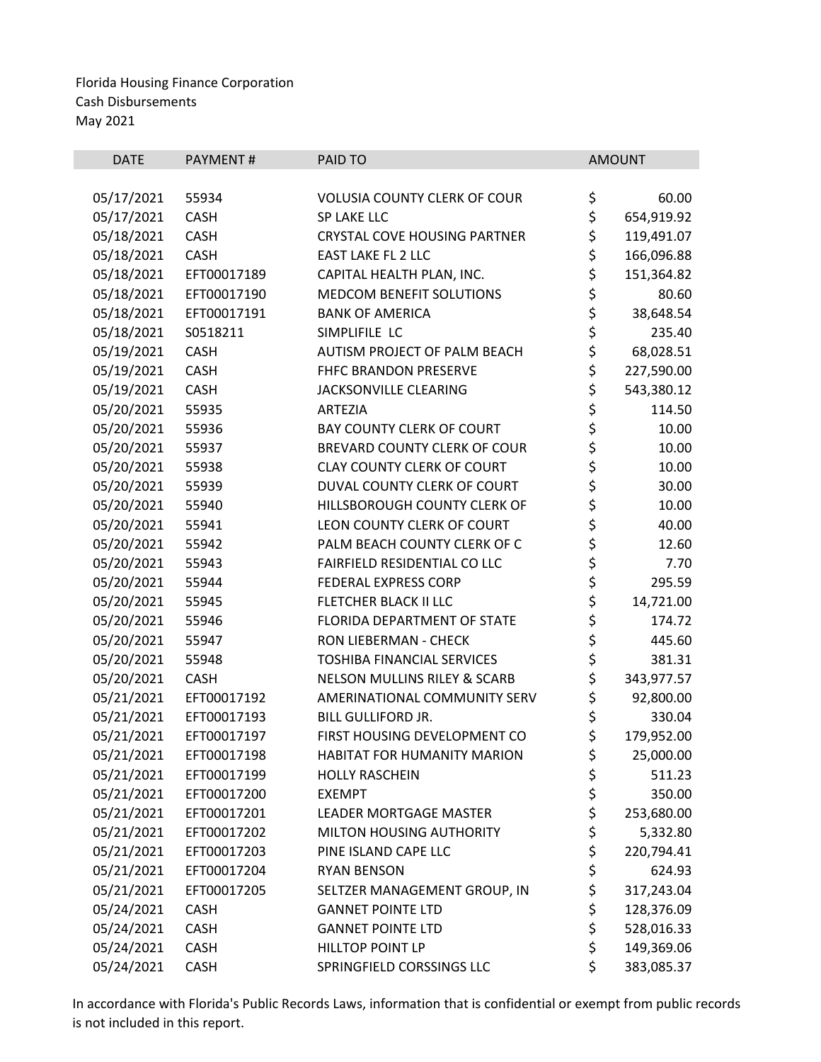Florida Housing Finance Corporation
Cash Disbursements
May 2021

| DATE | PAYMENT # | PAID TO | AMOUNT |
|---|---|---|---|
| 05/17/2021 | 55934 | VOLUSIA COUNTY CLERK OF COUR | $ 60.00 |
| 05/17/2021 | CASH | SP LAKE LLC | $ 654,919.92 |
| 05/18/2021 | CASH | CRYSTAL COVE HOUSING PARTNER | $ 119,491.07 |
| 05/18/2021 | CASH | EAST LAKE FL 2 LLC | $ 166,096.88 |
| 05/18/2021 | EFT00017189 | CAPITAL HEALTH PLAN, INC. | $ 151,364.82 |
| 05/18/2021 | EFT00017190 | MEDCOM BENEFIT SOLUTIONS | $ 80.60 |
| 05/18/2021 | EFT00017191 | BANK OF AMERICA | $ 38,648.54 |
| 05/18/2021 | S0518211 | SIMPLIFILE LC | $ 235.40 |
| 05/19/2021 | CASH | AUTISM PROJECT OF PALM BEACH | $ 68,028.51 |
| 05/19/2021 | CASH | FHFC BRANDON PRESERVE | $ 227,590.00 |
| 05/19/2021 | CASH | JACKSONVILLE CLEARING | $ 543,380.12 |
| 05/20/2021 | 55935 | ARTEZIA | $ 114.50 |
| 05/20/2021 | 55936 | BAY COUNTY CLERK OF COURT | $ 10.00 |
| 05/20/2021 | 55937 | BREVARD COUNTY CLERK OF COUR | $ 10.00 |
| 05/20/2021 | 55938 | CLAY COUNTY CLERK OF COURT | $ 10.00 |
| 05/20/2021 | 55939 | DUVAL COUNTY CLERK OF COURT | $ 30.00 |
| 05/20/2021 | 55940 | HILLSBOROUGH COUNTY CLERK OF | $ 10.00 |
| 05/20/2021 | 55941 | LEON COUNTY CLERK OF COURT | $ 40.00 |
| 05/20/2021 | 55942 | PALM BEACH COUNTY CLERK OF C | $ 12.60 |
| 05/20/2021 | 55943 | FAIRFIELD RESIDENTIAL CO LLC | $ 7.70 |
| 05/20/2021 | 55944 | FEDERAL EXPRESS CORP | $ 295.59 |
| 05/20/2021 | 55945 | FLETCHER BLACK II LLC | $ 14,721.00 |
| 05/20/2021 | 55946 | FLORIDA DEPARTMENT OF STATE | $ 174.72 |
| 05/20/2021 | 55947 | RON LIEBERMAN - CHECK | $ 445.60 |
| 05/20/2021 | 55948 | TOSHIBA FINANCIAL SERVICES | $ 381.31 |
| 05/20/2021 | CASH | NELSON MULLINS RILEY & SCARB | $ 343,977.57 |
| 05/21/2021 | EFT00017192 | AMERINATIONAL COMMUNITY SERV | $ 92,800.00 |
| 05/21/2021 | EFT00017193 | BILL GULLIFORD JR. | $ 330.04 |
| 05/21/2021 | EFT00017197 | FIRST HOUSING DEVELOPMENT CO | $ 179,952.00 |
| 05/21/2021 | EFT00017198 | HABITAT FOR HUMANITY MARION | $ 25,000.00 |
| 05/21/2021 | EFT00017199 | HOLLY RASCHEIN | $ 511.23 |
| 05/21/2021 | EFT00017200 | EXEMPT | $ 350.00 |
| 05/21/2021 | EFT00017201 | LEADER MORTGAGE MASTER | $ 253,680.00 |
| 05/21/2021 | EFT00017202 | MILTON HOUSING AUTHORITY | $ 5,332.80 |
| 05/21/2021 | EFT00017203 | PINE ISLAND CAPE LLC | $ 220,794.41 |
| 05/21/2021 | EFT00017204 | RYAN BENSON | $ 624.93 |
| 05/21/2021 | EFT00017205 | SELTZER MANAGEMENT GROUP, IN | $ 317,243.04 |
| 05/24/2021 | CASH | GANNET POINTE LTD | $ 128,376.09 |
| 05/24/2021 | CASH | GANNET POINTE LTD | $ 528,016.33 |
| 05/24/2021 | CASH | HILLTOP POINT LP | $ 149,369.06 |
| 05/24/2021 | CASH | SPRINGFIELD CORSSINGS LLC | $ 383,085.37 |

In accordance with Florida's Public Records Laws, information that is confidential or exempt from public records is not included in this report.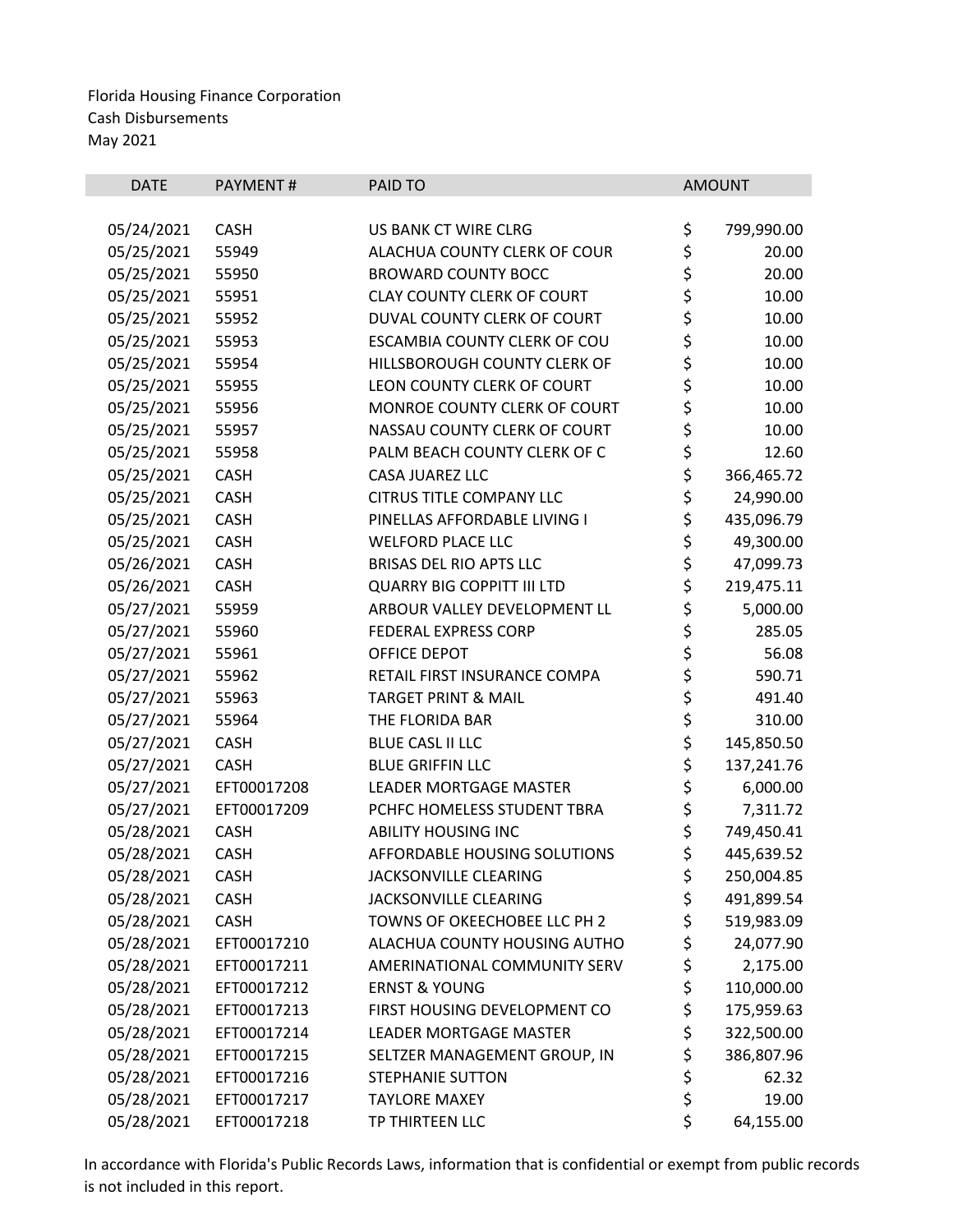Florida Housing Finance Corporation
Cash Disbursements
May 2021

| DATE | PAYMENT # | PAID TO | AMOUNT |
|---|---|---|---|
| 05/24/2021 | CASH | US BANK CT WIRE CLRG | $ 799,990.00 |
| 05/25/2021 | 55949 | ALACHUA COUNTY CLERK OF COUR | $ 20.00 |
| 05/25/2021 | 55950 | BROWARD COUNTY BOCC | $ 20.00 |
| 05/25/2021 | 55951 | CLAY COUNTY CLERK OF COURT | $ 10.00 |
| 05/25/2021 | 55952 | DUVAL COUNTY CLERK OF COURT | $ 10.00 |
| 05/25/2021 | 55953 | ESCAMBIA COUNTY CLERK OF COU | $ 10.00 |
| 05/25/2021 | 55954 | HILLSBOROUGH COUNTY CLERK OF | $ 10.00 |
| 05/25/2021 | 55955 | LEON COUNTY CLERK OF COURT | $ 10.00 |
| 05/25/2021 | 55956 | MONROE COUNTY CLERK OF COURT | $ 10.00 |
| 05/25/2021 | 55957 | NASSAU COUNTY CLERK OF COURT | $ 10.00 |
| 05/25/2021 | 55958 | PALM BEACH COUNTY CLERK OF C | $ 12.60 |
| 05/25/2021 | CASH | CASA JUAREZ LLC | $ 366,465.72 |
| 05/25/2021 | CASH | CITRUS TITLE COMPANY LLC | $ 24,990.00 |
| 05/25/2021 | CASH | PINELLAS AFFORDABLE LIVING I | $ 435,096.79 |
| 05/25/2021 | CASH | WELFORD PLACE LLC | $ 49,300.00 |
| 05/26/2021 | CASH | BRISAS DEL RIO APTS LLC | $ 47,099.73 |
| 05/26/2021 | CASH | QUARRY BIG COPPITT III LTD | $ 219,475.11 |
| 05/27/2021 | 55959 | ARBOUR VALLEY DEVELOPMENT LL | $ 5,000.00 |
| 05/27/2021 | 55960 | FEDERAL EXPRESS CORP | $ 285.05 |
| 05/27/2021 | 55961 | OFFICE DEPOT | $ 56.08 |
| 05/27/2021 | 55962 | RETAIL FIRST INSURANCE COMPA | $ 590.71 |
| 05/27/2021 | 55963 | TARGET PRINT & MAIL | $ 491.40 |
| 05/27/2021 | 55964 | THE FLORIDA BAR | $ 310.00 |
| 05/27/2021 | CASH | BLUE CASL II LLC | $ 145,850.50 |
| 05/27/2021 | CASH | BLUE GRIFFIN LLC | $ 137,241.76 |
| 05/27/2021 | EFT00017208 | LEADER MORTGAGE MASTER | $ 6,000.00 |
| 05/27/2021 | EFT00017209 | PCHFC HOMELESS STUDENT TBRA | $ 7,311.72 |
| 05/28/2021 | CASH | ABILITY HOUSING INC | $ 749,450.41 |
| 05/28/2021 | CASH | AFFORDABLE HOUSING SOLUTIONS | $ 445,639.52 |
| 05/28/2021 | CASH | JACKSONVILLE CLEARING | $ 250,004.85 |
| 05/28/2021 | CASH | JACKSONVILLE CLEARING | $ 491,899.54 |
| 05/28/2021 | CASH | TOWNS OF OKEECHOBEE LLC PH 2 | $ 519,983.09 |
| 05/28/2021 | EFT00017210 | ALACHUA COUNTY HOUSING AUTHO | $ 24,077.90 |
| 05/28/2021 | EFT00017211 | AMERINATIONAL COMMUNITY SERV | $ 2,175.00 |
| 05/28/2021 | EFT00017212 | ERNST & YOUNG | $ 110,000.00 |
| 05/28/2021 | EFT00017213 | FIRST HOUSING DEVELOPMENT CO | $ 175,959.63 |
| 05/28/2021 | EFT00017214 | LEADER MORTGAGE MASTER | $ 322,500.00 |
| 05/28/2021 | EFT00017215 | SELTZER MANAGEMENT GROUP, IN | $ 386,807.96 |
| 05/28/2021 | EFT00017216 | STEPHANIE SUTTON | $ 62.32 |
| 05/28/2021 | EFT00017217 | TAYLORE MAXEY | $ 19.00 |
| 05/28/2021 | EFT00017218 | TP THIRTEEN LLC | $ 64,155.00 |

In accordance with Florida's Public Records Laws, information that is confidential or exempt from public records is not included in this report.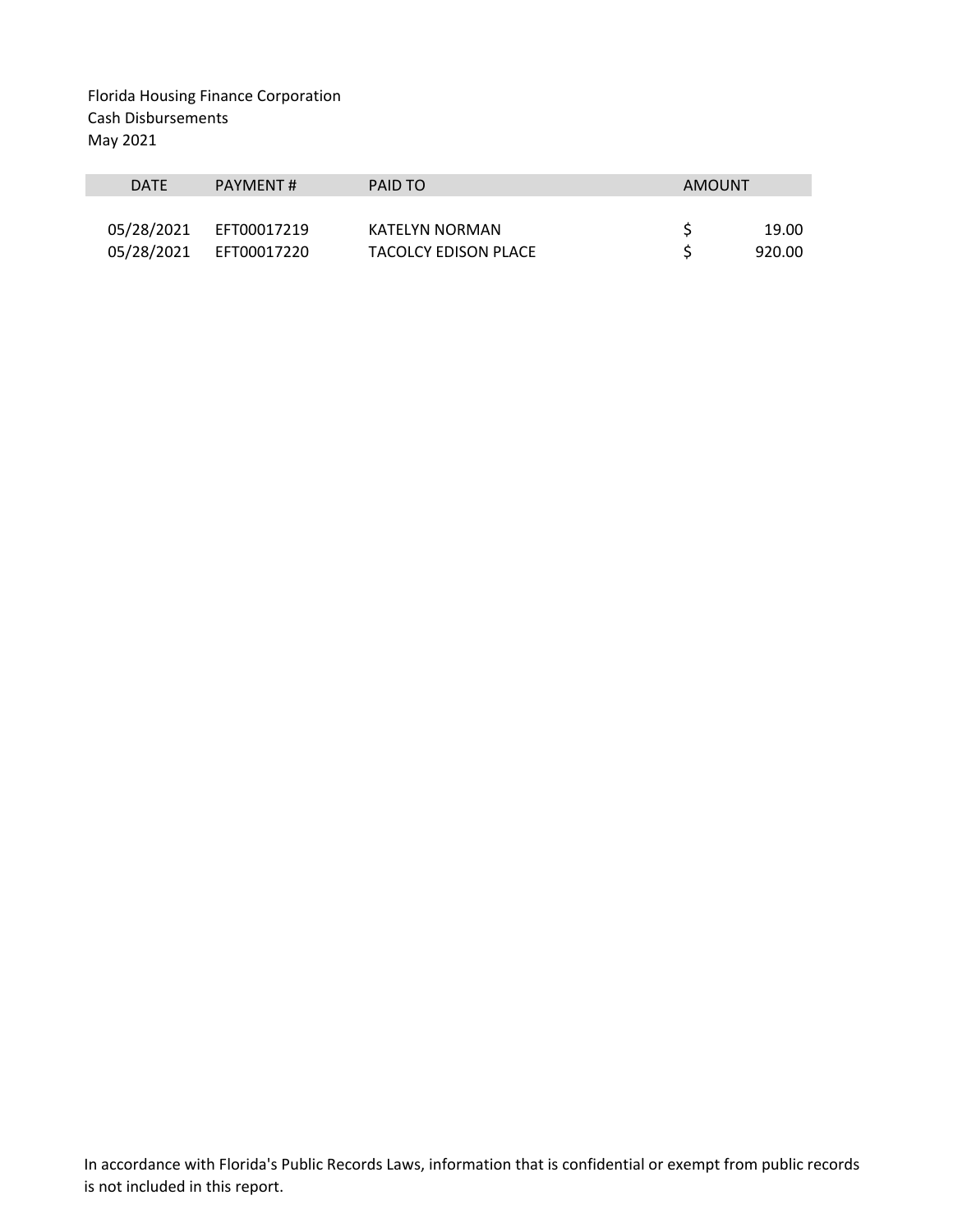Florida Housing Finance Corporation
Cash Disbursements
May 2021

| DATE | PAYMENT # | PAID TO | AMOUNT |
| --- | --- | --- | --- |
| 05/28/2021 | EFT00017219 | KATELYN NORMAN | $ 19.00 |
| 05/28/2021 | EFT00017220 | TACOLCY EDISON PLACE | $ 920.00 |

In accordance with Florida's Public Records Laws, information that is confidential or exempt from public records is not included in this report.